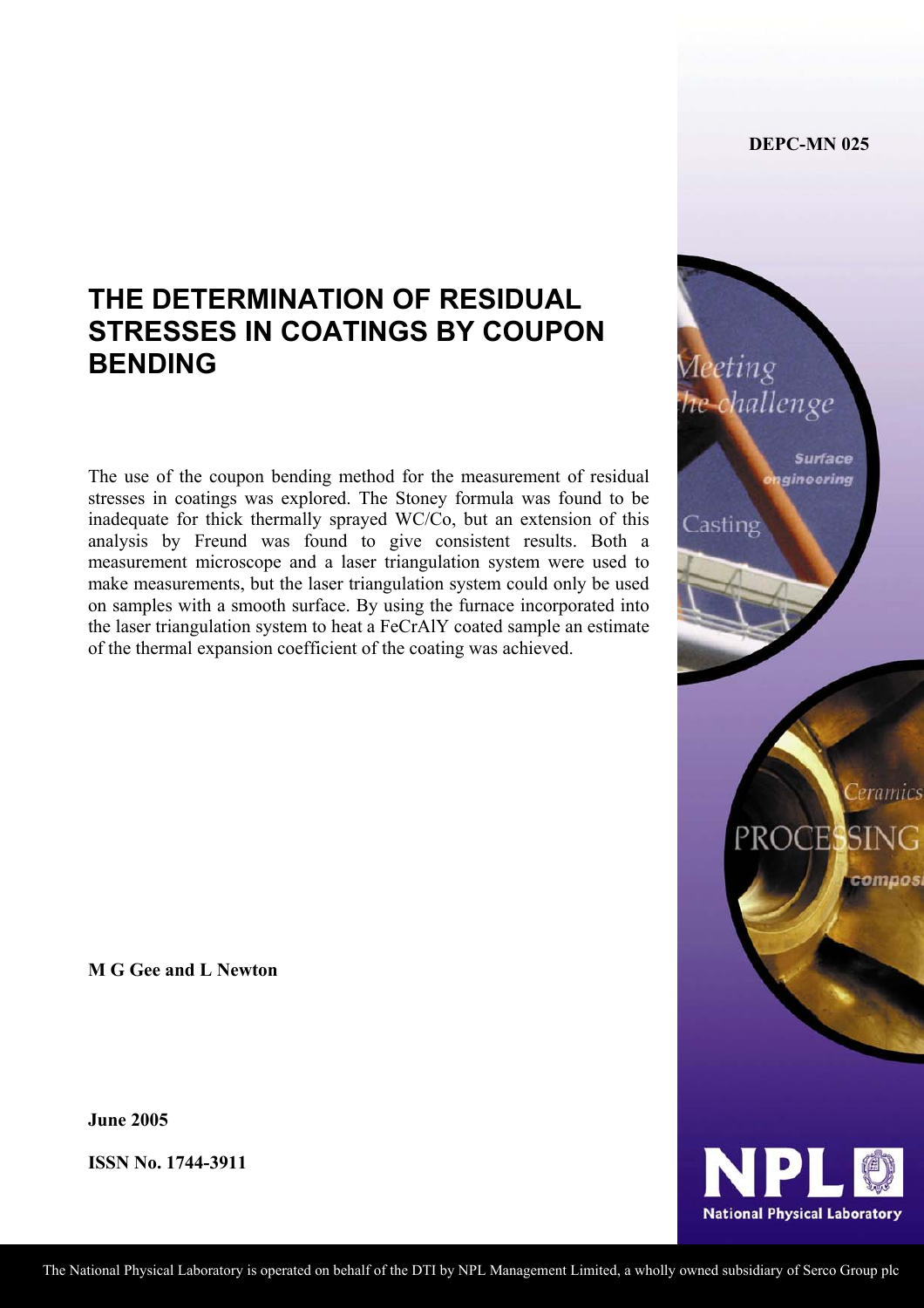DEPC-MN 025

# THE DETERMINATION OF RESIDUAL STRESSES IN COATINGS BY COUPON BENDING

The use of the coupon bending method for the measurement of residual stresses in coatings was explored. The Stoney formula was found to be inadequate for thick thermally sprayed WC/Co, but an extension of this analysis by Freund was found to give consistent results. Both a measurement microscope and a laser triangulation system were used to make measurements, but the laser triangulation system could only be used on samples with a smooth surface. By using the furnace incorporated into the laser triangulation system to heat a FeCrAlY coated sample an estimate of the thermal expansion coefficient of the coating was achieved.

**M G Gee and L Newton**

**June 2005**

**ISSN No. 1744-3911**

The National Physical Laboratory is operated on behalf of the DTI by NPL Management Limited, a wholly owned subsidiary of Serco Group plc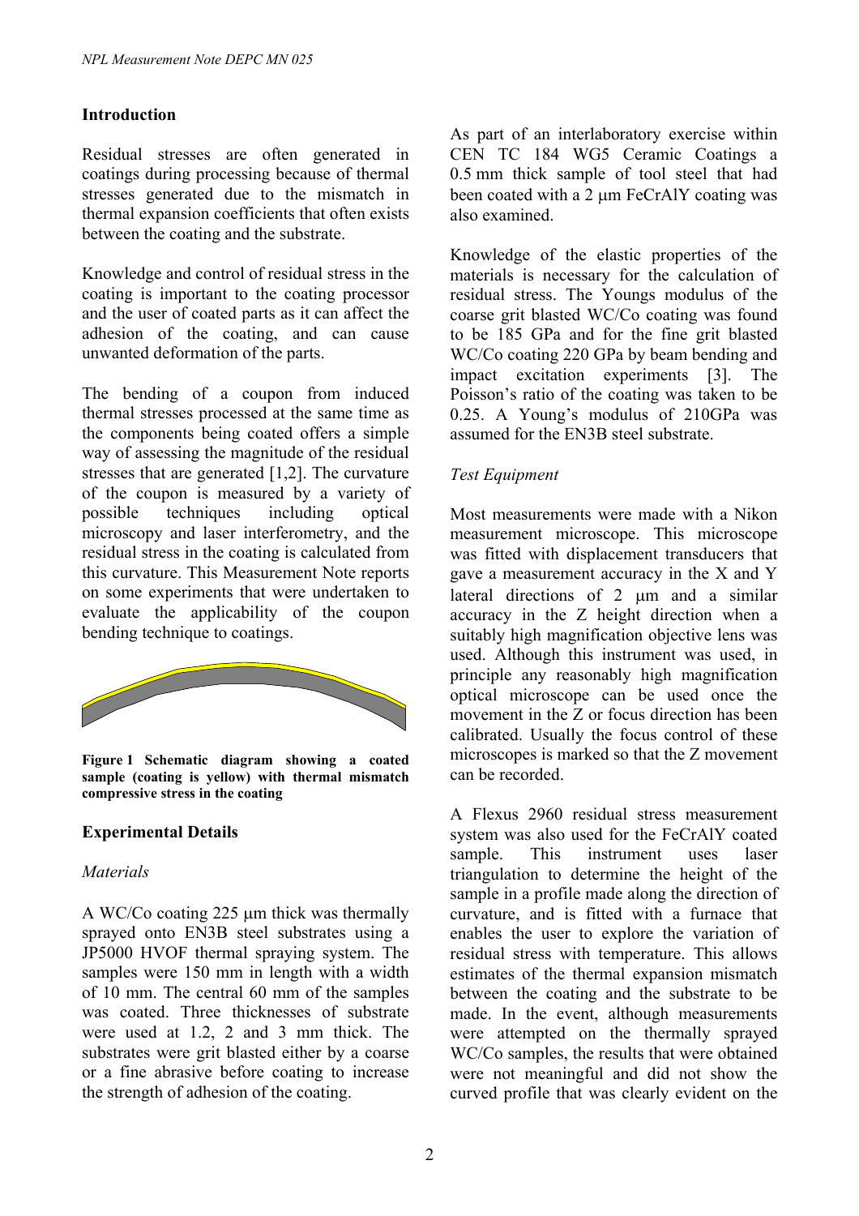## Introduction

Residual stresses are often generated in coatings during processing because of thermal stresses generated due to the mismatch in thermal expansion coefficients that often exists between the coating and the substrate.

Knowledge and control of residual stress in the coating is important to the coating processor and the user of coated parts as it can affect the adhesion of the coating, and can cause unwanted deformation of the parts.

The bending of a coupon from induced thermal stresses processed at the same time as the components being coated offers a simple way of assessing the magnitude of the residual stresses that are generated [1,2]. The curvature of the coupon is measured by a variety of possible techniques including optical microscopy and laser interferometry, and the residual stress in the coating is calculated from this curvature. This Measurement Note reports on some experiments that were undertaken to evaluate the applicability of the coupon bending technique to coatings.

**Figure 1 Schematic diagram showing a coated sample (coating is yellow) with thermal mismatch compressive stress in the coating**

## Experimental Details

### *Materials*

A WC/Co coating 225 μm thick was thermally sprayed onto EN3B steel substrates using a JP5000 HVOF thermal spraying system. The samples were 150 mm in length with a width of 10 mm. The central 60 mm of the samples was coated. Three thicknesses of substrate were used at 1.2, 2 and 3 mm thick. The substrates were grit blasted either by a coarse or a fine abrasive before coating to increase the strength of adhesion of the coating.

As part of an interlaboratory exercise within CEN TC 184 WG5 Ceramic Coatings a 0.5 mm thick sample of tool steel that had been coated with a 2 μm FeCrAlY coating was also examined.

Knowledge of the elastic properties of the materials is necessary for the calculation of residual stress. The Youngs modulus of the coarse grit blasted WC/Co coating was found to be 185 GPa and for the fine grit blasted WC/Co coating 220 GPa by beam bending and impact excitation experiments [3]. The Poisson's ratio of the coating was taken to be 0.25. A Young's modulus of 210GPa was assumed for the EN3B steel substrate.

### *Test Equipment*

Most measurements were made with a Nikon measurement microscope. This microscope was fitted with displacement transducers that gave a measurement accuracy in the X and Y lateral directions of 2 μm and a similar accuracy in the Z height direction when a suitably high magnification objective lens was used. Although this instrument was used, in principle any reasonably high magnification optical microscope can be used once the movement in the Z or focus direction has been calibrated. Usually the focus control of these microscopes is marked so that the Z movement can be recorded.

A Flexus 2960 residual stress measurement system was also used for the FeCrAlY coated sample. This instrument uses laser triangulation to determine the height of the sample in a profile made along the direction of curvature, and is fitted with a furnace that enables the user to explore the variation of residual stress with temperature. This allows estimates of the thermal expansion mismatch between the coating and the substrate to be made. In the event, although measurements were attempted on the thermally sprayed WC/Co samples, the results that were obtained were not meaningful and did not show the curved profile that was clearly evident on the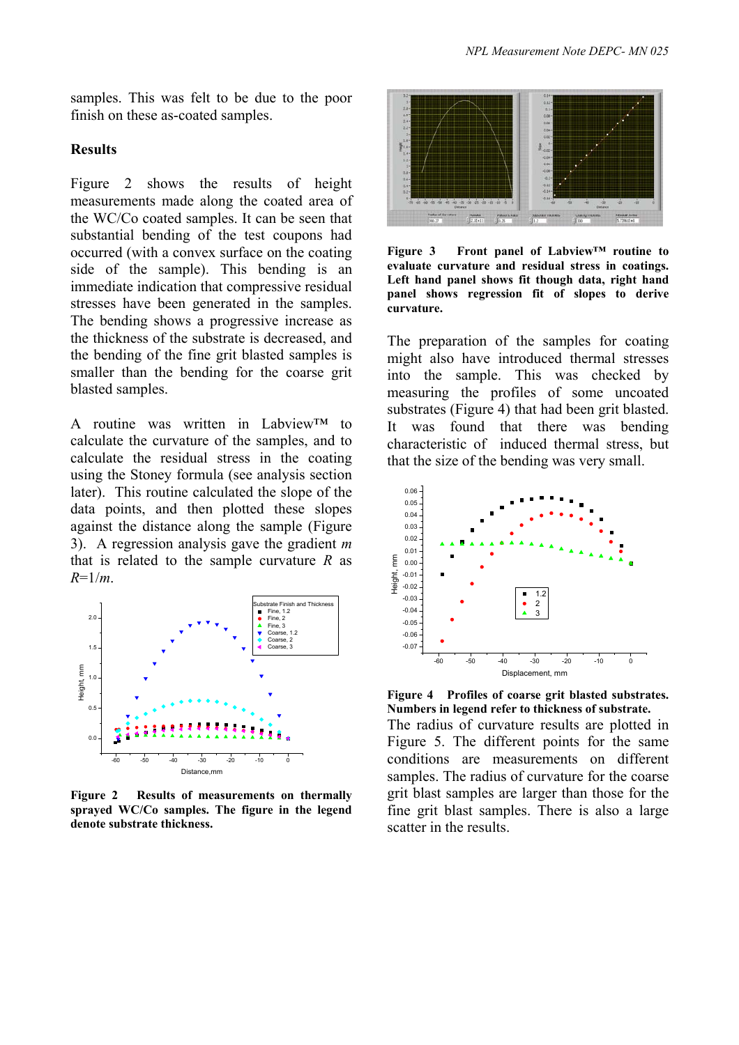samples. This was felt to be due to the poor finish on these as-coated samples.

**Results**

Figure 2 shows the results of height measurements made along the coated area of the WC/Co coated samples. It can be seen that substantial bending of the test coupons had occurred (with a convex surface on the coating side of the sample). This bending is an immediate indication that compressive residual stresses have been generated in the samples. The bending shows a progressive increase as the thickness of the substrate is decreased, and the bending of the fine grit blasted samples is smaller than the bending for the coarse grit blasted samples.

A routine was written in Labview™ to calculate the curvature of the samples, and to calculate the residual stress in the coating using the Stoney formula (see analysis section later). This routine calculated the slope of the data points, and then plotted these slopes against the distance along the sample (Figure 3). A regression analysis gave the gradient $m$ that is related to the sample curvature $R$ as $R=1/m$.

**Figure 2 Results of measurements on thermally sprayed WC/Co samples. The figure in the legend denote substrate thickness.**

**Figure 3 Front panel of Labview™ routine to evaluate curvature and residual stress in coatings. Left hand panel shows fit though data, right hand panel shows regression fit of slopes to derive curvature.**

The preparation of the samples for coating might also have introduced thermal stresses into the sample. This was checked by measuring the profiles of some uncoated substrates (Figure 4) that had been grit blasted. It was found that there was bending characteristic of induced thermal stress, but that the size of the bending was very small.

**Figure 4 Profiles of coarse grit blasted substrates. Numbers in legend refer to thickness of substrate.**

The radius of curvature results are plotted in Figure 5. The different points for the same conditions are measurements on different samples. The radius of curvature for the coarse grit blast samples are larger than those for the fine grit blast samples. There is also a large scatter in the results.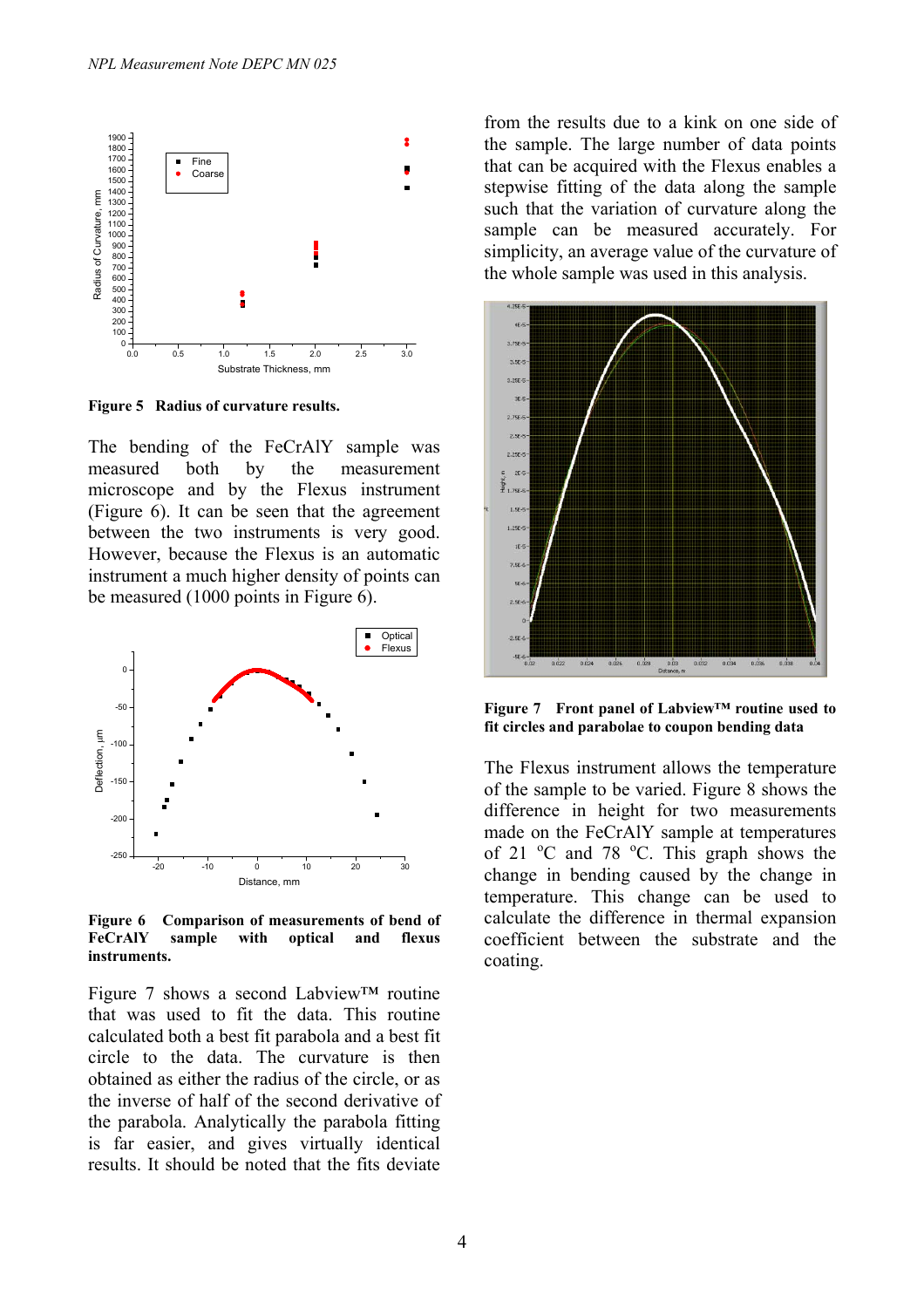**Figure 5 Radius of curvature results.**

The bending of the FeCrAlY sample was measured both by the measurement microscope and by the Flexus instrument (Figure 6). It can be seen that the agreement between the two instruments is very good. However, because the Flexus is an automatic instrument a much higher density of points can be measured (1000 points in Figure 6).

**Figure 6 Comparison of measurements of bend of FeCrAlY sample with optical and flexus instruments.**

Figure 7 shows a second Labview™ routine that was used to fit the data. This routine calculated both a best fit parabola and a best fit circle to the data. The curvature is then obtained as either the radius of the circle, or as the inverse of half of the second derivative of the parabola. Analytically the parabola fitting is far easier, and gives virtually identical results. It should be noted that the fits deviate from the results due to a kink on one side of the sample. The large number of data points that can be acquired with the Flexus enables a stepwise fitting of the data along the sample such that the variation of curvature along the sample can be measured accurately. For simplicity, an average value of the curvature of the whole sample was used in this analysis.

**Figure 7 Front panel of Labview™ routine used to fit circles and parabolae to coupon bending data**

The Flexus instrument allows the temperature of the sample to be varied. Figure 8 shows the difference in height for two measurements made on the FeCrAlY sample at temperatures of 21 $^{o}$C and 78 $^{o}$C. This graph shows the change in bending caused by the change in temperature. This change can be used to calculate the difference in thermal expansion coefficient between the substrate and the coating.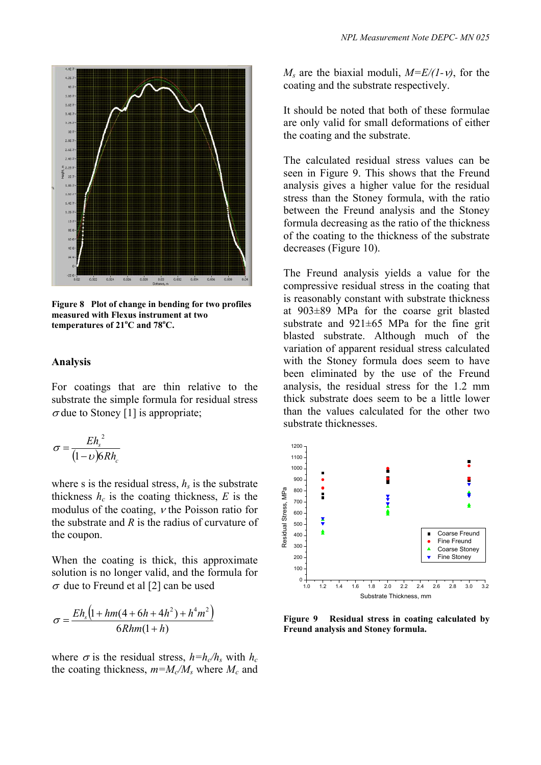Figure 8 Plot of change in bending for two profiles measured with Flexus instrument at two temperatures of 21°C and 78°C.

## Analysis

For coatings that are thin relative to the substrate the simple formula for residual stress $\sigma$ due to Stoney [1] is appropriate;

$$\sigma = \frac{E h_s^2}{(1-\upsilon) 6 R h_c}$$

where s is the residual stress, $h_s$ is the substrate thickness $h_c$ is the coating thickness, $E$ is the modulus of the coating, $\nu$ the Poisson ratio for the substrate and $R$ is the radius of curvature of the coupon.

When the coating is thick, this approximate solution is no longer valid, and the formula for $\sigma$ due to Freund et al [2] can be used

$$\sigma = \frac{E h_s \left(1 + hm(4 + 6h + 4h^2) + h^4 m^2\right)}{6Rhm(1+h)}$$

where $\sigma$ is the residual stress, $h=h_c/h_s$ with $h_c$ the coating thickness, $m=M_c/M_s$ where $M_c$ and $M_s$ are the biaxial moduli, $M=E/(1-\nu)$, for the coating and the substrate respectively.

It should be noted that both of these formulae are only valid for small deformations of either the coating and the substrate.

The calculated residual stress values can be seen in Figure 9. This shows that the Freund analysis gives a higher value for the residual stress than the Stoney formula, with the ratio between the Freund analysis and the Stoney formula decreasing as the ratio of the thickness of the coating to the thickness of the substrate decreases (Figure 10).

The Freund analysis yields a value for the compressive residual stress in the coating that is reasonably constant with substrate thickness at 903±89 MPa for the coarse grit blasted substrate and 921±65 MPa for the fine grit blasted substrate. Although much of the variation of apparent residual stress calculated with the Stoney formula does seem to have been eliminated by the use of the Freund analysis, the residual stress for the 1.2 mm thick substrate does seem to be a little lower than the values calculated for the other two substrate thicknesses.

Figure 9 Residual stress in coating calculated by Freund analysis and Stoney formula.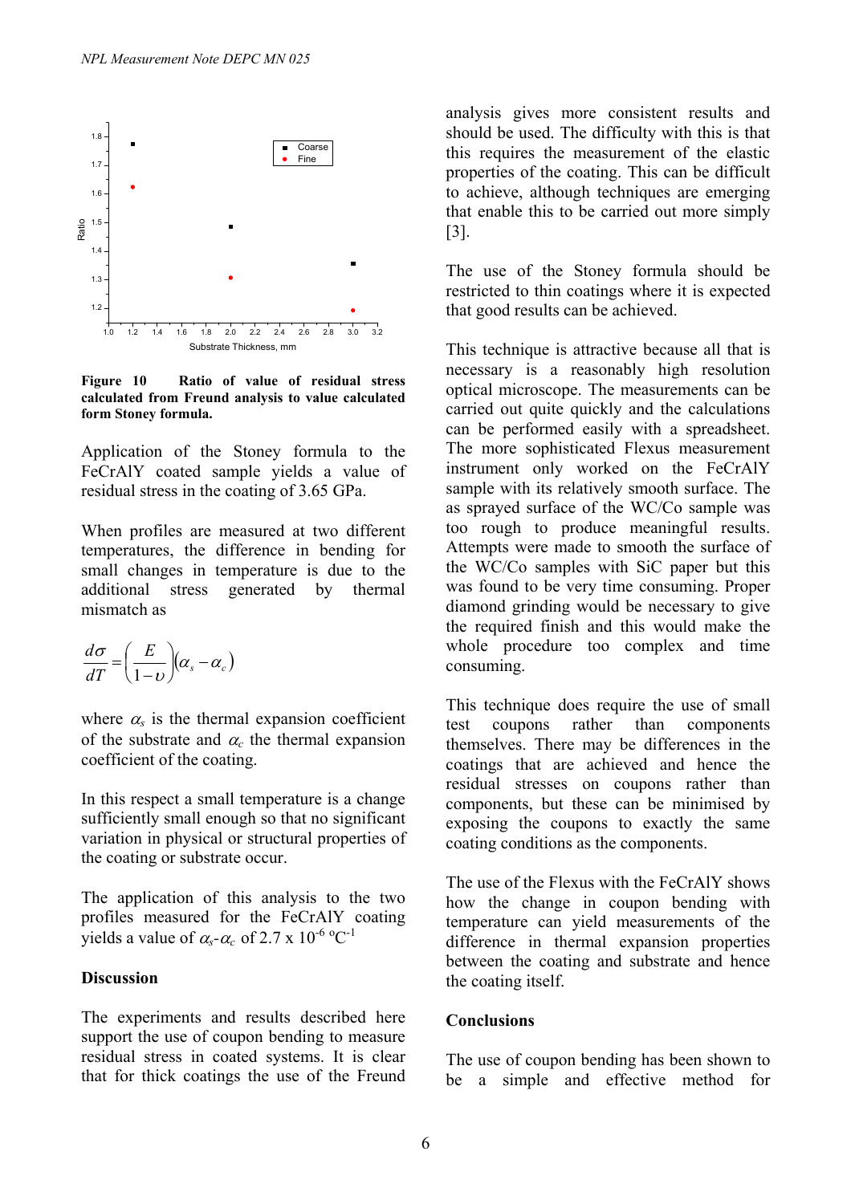**Figure 10 Ratio of value of residual stress calculated from Freund analysis to value calculated form Stoney formula.**

Application of the Stoney formula to the FeCrAlY coated sample yields a value of residual stress in the coating of 3.65 GPa.

When profiles are measured at two different temperatures, the difference in bending for small changes in temperature is due to the additional stress generated by thermal mismatch as

$$\frac{d\sigma}{dT} = \left(\frac{E}{1-\upsilon}\right)(\alpha_s - \alpha_c)$$

where $\alpha_s$ is the thermal expansion coefficient of the substrate and $\alpha_c$ the thermal expansion coefficient of the coating.

In this respect a small temperature is a change sufficiently small enough so that no significant variation in physical or structural properties of the coating or substrate occur.

The application of this analysis to the two profiles measured for the FeCrAlY coating yields a value of $\alpha_s$-$\alpha_c$ of 2.7 x $10^{-6}$ $^{o}C^{-1}$

## Discussion

The experiments and results described here support the use of coupon bending to measure residual stress in coated systems. It is clear that for thick coatings the use of the Freund analysis gives more consistent results and should be used. The difficulty with this is that this requires the measurement of the elastic properties of the coating. This can be difficult to achieve, although techniques are emerging that enable this to be carried out more simply [3].

The use of the Stoney formula should be restricted to thin coatings where it is expected that good results can be achieved.

This technique is attractive because all that is necessary is a reasonably high resolution optical microscope. The measurements can be carried out quite quickly and the calculations can be performed easily with a spreadsheet. The more sophisticated Flexus measurement instrument only worked on the FeCrAlY sample with its relatively smooth surface. The as sprayed surface of the WC/Co sample was too rough to produce meaningful results. Attempts were made to smooth the surface of the WC/Co samples with SiC paper but this was found to be very time consuming. Proper diamond grinding would be necessary to give the required finish and this would make the whole procedure too complex and time consuming.

This technique does require the use of small test coupons rather than components themselves. There may be differences in the coatings that are achieved and hence the residual stresses on coupons rather than components, but these can be minimised by exposing the coupons to exactly the same coating conditions as the components.

The use of the Flexus with the FeCrAlY shows how the change in coupon bending with temperature can yield measurements of the difference in thermal expansion properties between the coating and substrate and hence the coating itself.

## Conclusions

The use of coupon bending has been shown to be a simple and effective method for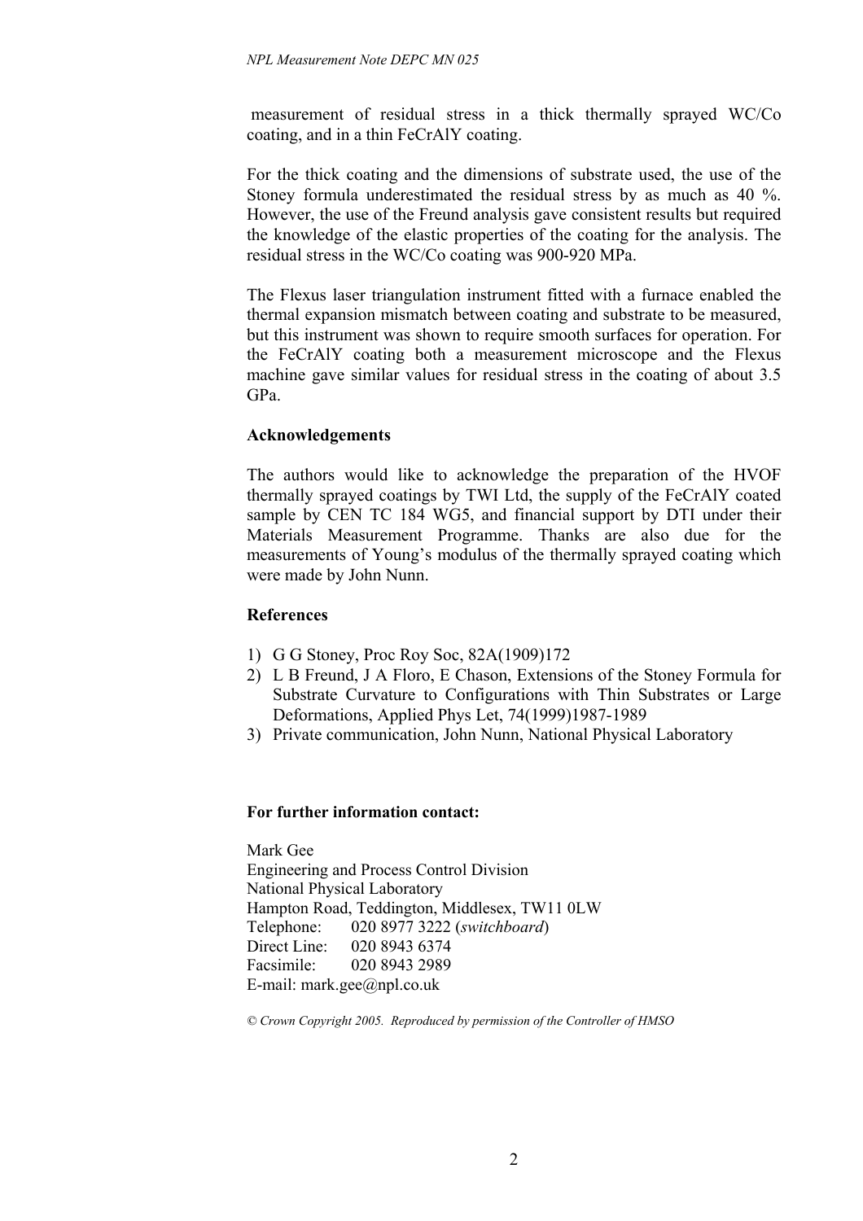measurement of residual stress in a thick thermally sprayed WC/Co coating, and in a thin FeCrAlY coating.

For the thick coating and the dimensions of substrate used, the use of the Stoney formula underestimated the residual stress by as much as 40 %. However, the use of the Freund analysis gave consistent results but required the knowledge of the elastic properties of the coating for the analysis. The residual stress in the WC/Co coating was 900-920 MPa.

The Flexus laser triangulation instrument fitted with a furnace enabled the thermal expansion mismatch between coating and substrate to be measured, but this instrument was shown to require smooth surfaces for operation. For the FeCrAlY coating both a measurement microscope and the Flexus machine gave similar values for residual stress in the coating of about 3.5 GPa.

### Acknowledgements

The authors would like to acknowledge the preparation of the HVOF thermally sprayed coatings by TWI Ltd, the supply of the FeCrAlY coated sample by CEN TC 184 WG5, and financial support by DTI under their Materials Measurement Programme. Thanks are also due for the measurements of Young's modulus of the thermally sprayed coating which were made by John Nunn.

### References

1) G G Stoney, Proc Roy Soc, 82A(1909)172
2) L B Freund, J A Floro, E Chason, Extensions of the Stoney Formula for Substrate Curvature to Configurations with Thin Substrates or Large Deformations, Applied Phys Let, 74(1999)1987-1989
3) Private communication, John Nunn, National Physical Laboratory

**For further information contact:**

Mark Gee
Engineering and Process Control Division
National Physical Laboratory
Hampton Road, Teddington, Middlesex, TW11 0LW
Telephone: 020 8977 3222 (*switchboard*)
Direct Line: 020 8943 6374
Facsimile: 020 8943 2989
E-mail: mark.gee@npl.co.uk

*© Crown Copyright 2005. Reproduced by permission of the Controller of HMSO*